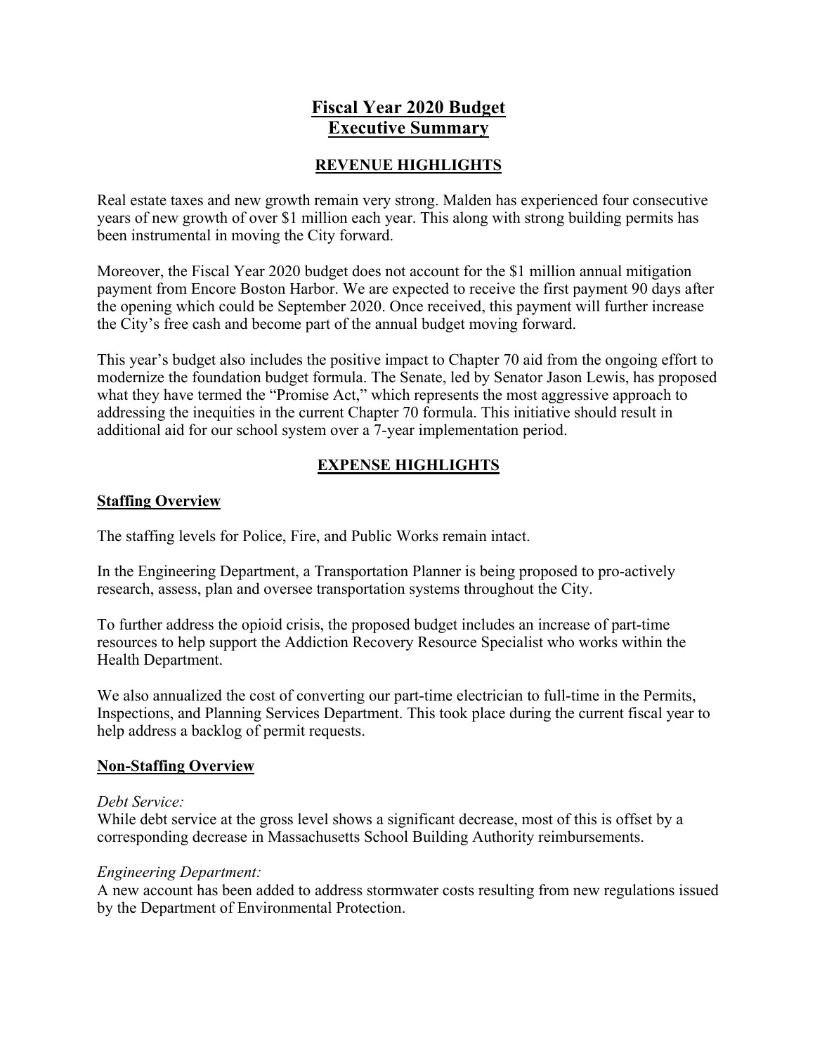# Fiscal Year 2020 Budget
# Executive Summary

## REVENUE HIGHLIGHTS

Real estate taxes and new growth remain very strong. Malden has experienced four consecutive years of new growth of over $1 million each year. This along with strong building permits has been instrumental in moving the City forward.

Moreover, the Fiscal Year 2020 budget does not account for the $1 million annual mitigation payment from Encore Boston Harbor. We are expected to receive the first payment 90 days after the opening which could be September 2020. Once received, this payment will further increase the City's free cash and become part of the annual budget moving forward.

This year's budget also includes the positive impact to Chapter 70 aid from the ongoing effort to modernize the foundation budget formula. The Senate, led by Senator Jason Lewis, has proposed what they have termed the "Promise Act," which represents the most aggressive approach to addressing the inequities in the current Chapter 70 formula. This initiative should result in additional aid for our school system over a 7-year implementation period.

## EXPENSE HIGHLIGHTS

### Staffing Overview

The staffing levels for Police, Fire, and Public Works remain intact.

In the Engineering Department, a Transportation Planner is being proposed to pro-actively research, assess, plan and oversee transportation systems throughout the City.

To further address the opioid crisis, the proposed budget includes an increase of part-time resources to help support the Addiction Recovery Resource Specialist who works within the Health Department.

We also annualized the cost of converting our part-time electrician to full-time in the Permits, Inspections, and Planning Services Department. This took place during the current fiscal year to help address a backlog of permit requests.

### Non-Staffing Overview

*Debt Service:*
While debt service at the gross level shows a significant decrease, most of this is offset by a corresponding decrease in Massachusetts School Building Authority reimbursements.

*Engineering Department:*
A new account has been added to address stormwater costs resulting from new regulations issued by the Department of Environmental Protection.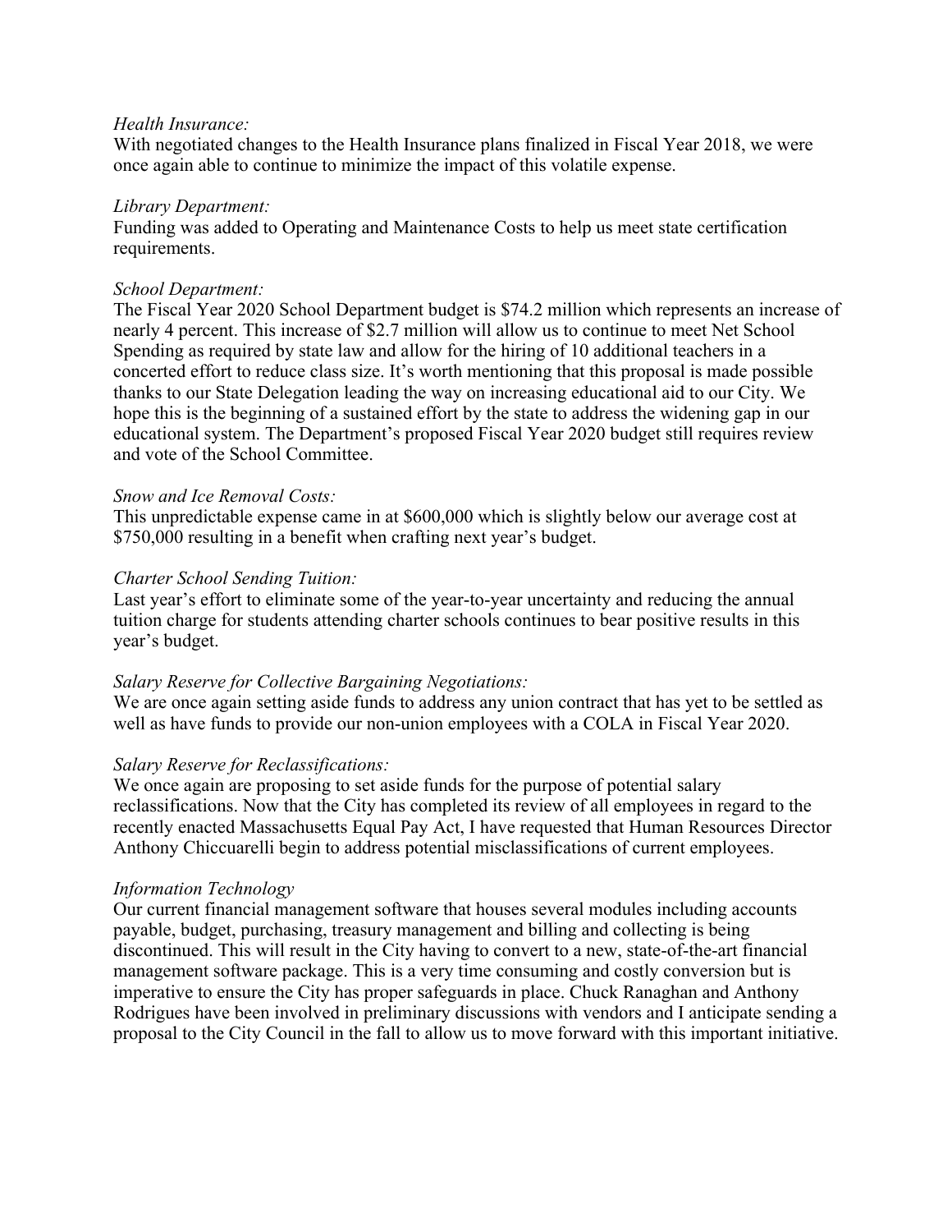*Health Insurance:*
With negotiated changes to the Health Insurance plans finalized in Fiscal Year 2018, we were once again able to continue to minimize the impact of this volatile expense.

*Library Department:*
Funding was added to Operating and Maintenance Costs to help us meet state certification requirements.

*School Department:*
The Fiscal Year 2020 School Department budget is $74.2 million which represents an increase of nearly 4 percent. This increase of $2.7 million will allow us to continue to meet Net School Spending as required by state law and allow for the hiring of 10 additional teachers in a concerted effort to reduce class size. It's worth mentioning that this proposal is made possible thanks to our State Delegation leading the way on increasing educational aid to our City. We hope this is the beginning of a sustained effort by the state to address the widening gap in our educational system. The Department's proposed Fiscal Year 2020 budget still requires review and vote of the School Committee.

*Snow and Ice Removal Costs:*
This unpredictable expense came in at $600,000 which is slightly below our average cost at $750,000 resulting in a benefit when crafting next year's budget.

*Charter School Sending Tuition:*
Last year's effort to eliminate some of the year-to-year uncertainty and reducing the annual tuition charge for students attending charter schools continues to bear positive results in this year's budget.

*Salary Reserve for Collective Bargaining Negotiations:*
We are once again setting aside funds to address any union contract that has yet to be settled as well as have funds to provide our non-union employees with a COLA in Fiscal Year 2020.

*Salary Reserve for Reclassifications:*
We once again are proposing to set aside funds for the purpose of potential salary reclassifications. Now that the City has completed its review of all employees in regard to the recently enacted Massachusetts Equal Pay Act, I have requested that Human Resources Director Anthony Chiccuarelli begin to address potential misclassifications of current employees.

*Information Technology*
Our current financial management software that houses several modules including accounts payable, budget, purchasing, treasury management and billing and collecting is being discontinued. This will result in the City having to convert to a new, state-of-the-art financial management software package. This is a very time consuming and costly conversion but is imperative to ensure the City has proper safeguards in place. Chuck Ranaghan and Anthony Rodrigues have been involved in preliminary discussions with vendors and I anticipate sending a proposal to the City Council in the fall to allow us to move forward with this important initiative.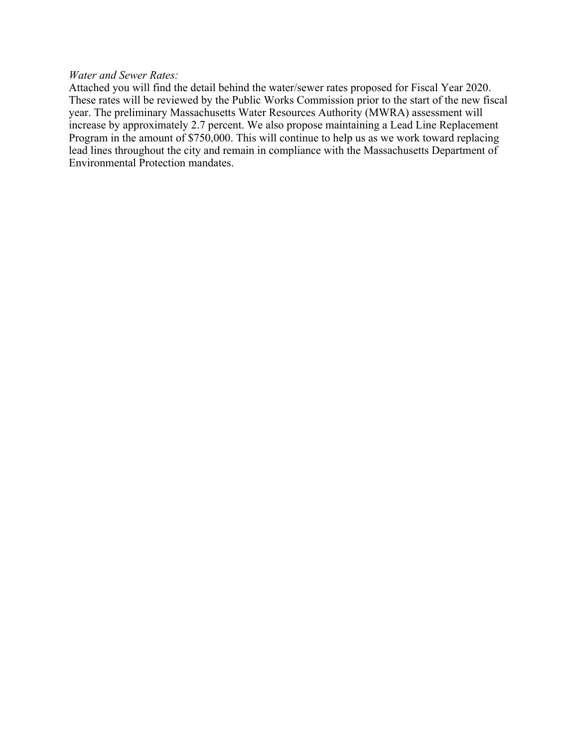*Water and Sewer Rates:*

Attached you will find the detail behind the water/sewer rates proposed for Fiscal Year 2020. These rates will be reviewed by the Public Works Commission prior to the start of the new fiscal year. The preliminary Massachusetts Water Resources Authority (MWRA) assessment will increase by approximately 2.7 percent. We also propose maintaining a Lead Line Replacement Program in the amount of $750,000. This will continue to help us as we work toward replacing lead lines throughout the city and remain in compliance with the Massachusetts Department of Environmental Protection mandates.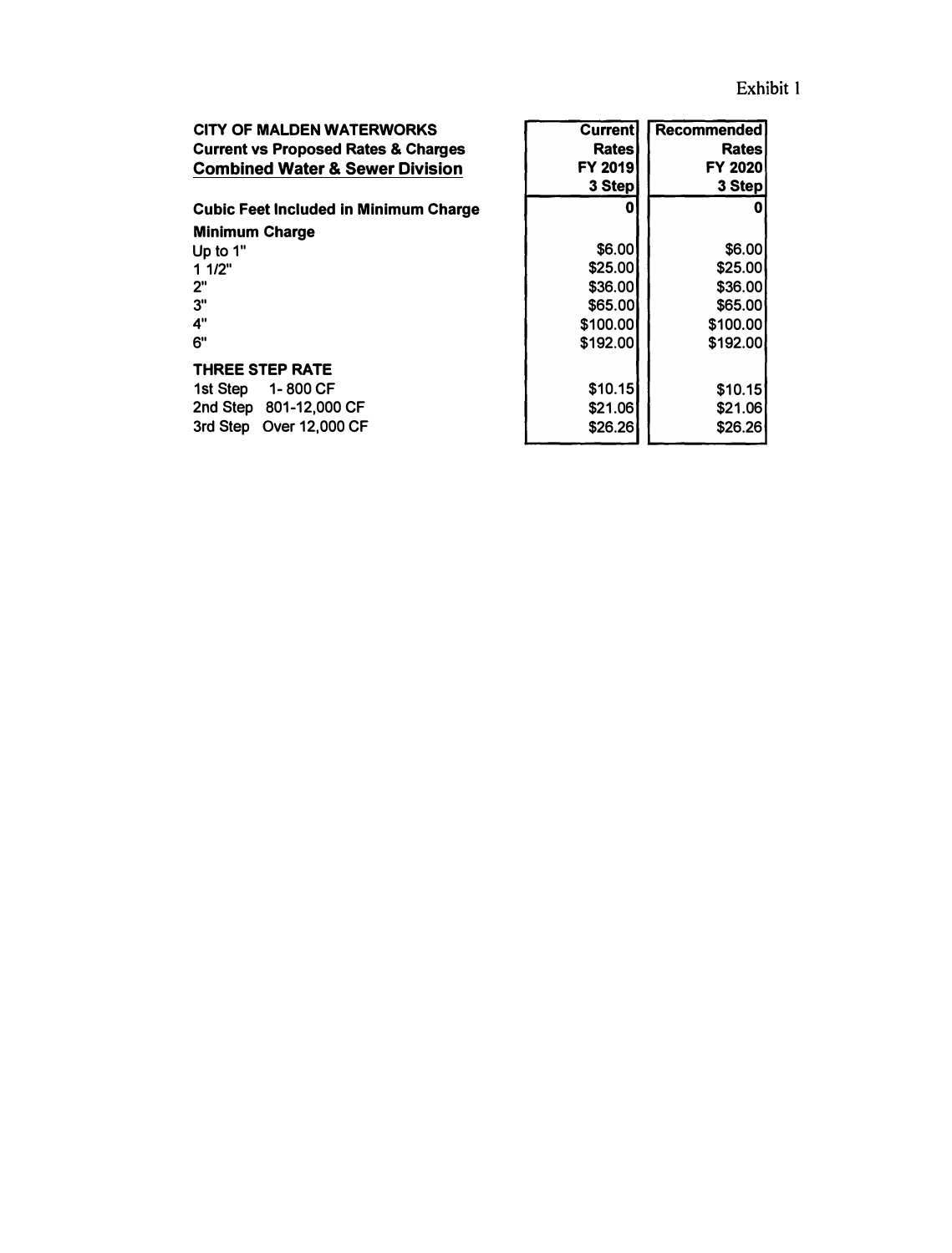Exhibit 1

| **CITY OF MALDEN WATERWORKS**<br>**Current vs Proposed Rates & Charges**<br>**Combined Water & Sewer Division** | **Current Rates FY 2019 3 Step** | **Recommended Rates FY 2020 3 Step** |
|---|---|---|
| **Cubic Feet Included in Minimum Charge** | **0** | **0** |
| **Minimum Charge** | | |
| Up to 1" | $6.00 | $6.00 |
| 1 1/2" | $25.00 | $25.00 |
| 2" | $36.00 | $36.00 |
| 3" | $65.00 | $65.00 |
| 4" | $100.00 | $100.00 |
| 6" | $192.00 | $192.00 |
| **THREE STEP RATE** | | |
| 1st Step 1- 800 CF | $10.15 | $10.15 |
| 2nd Step 801-12,000 CF | $21.06 | $21.06 |
| 3rd Step Over 12,000 CF | $26.26 | $26.26 |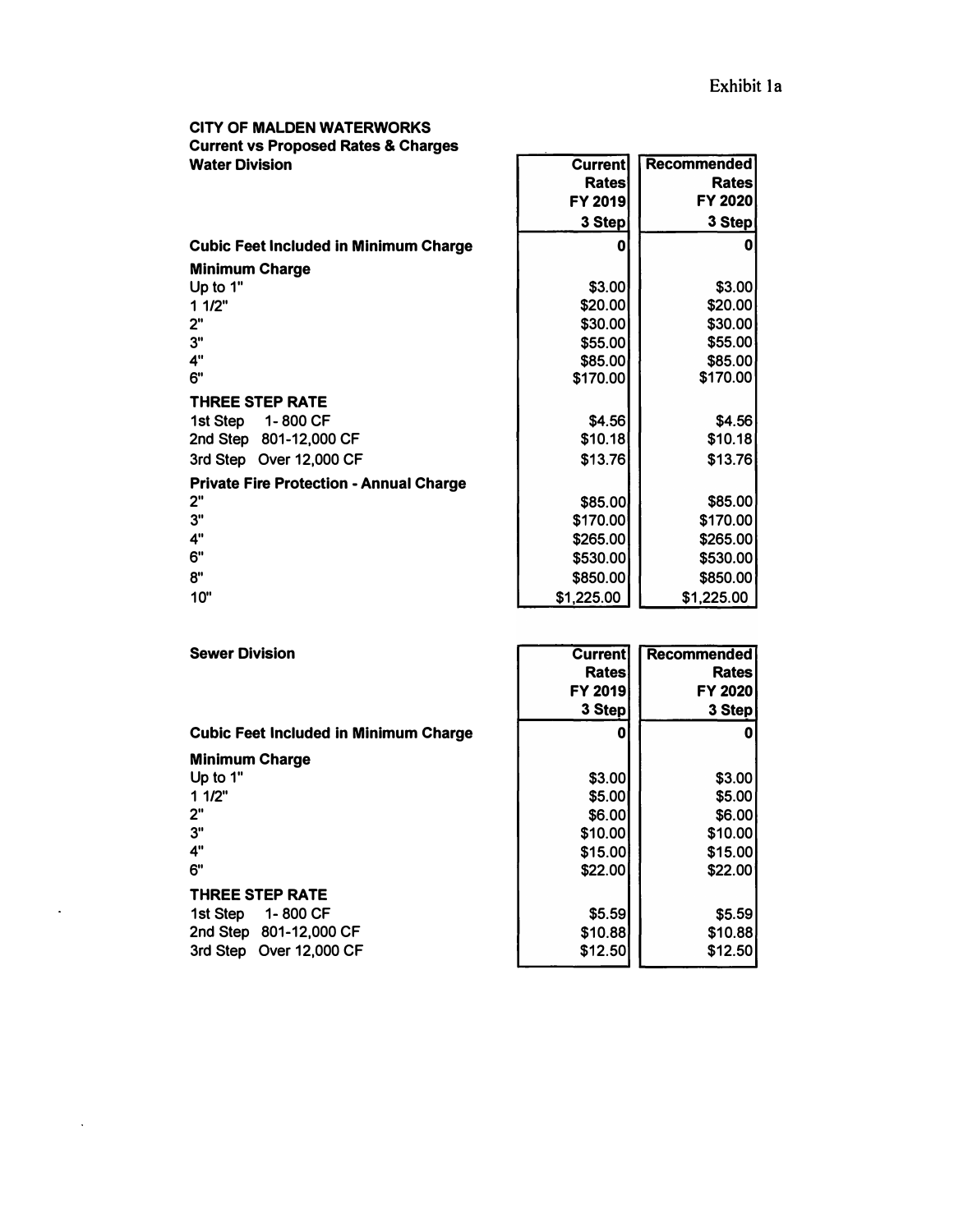Exhibit 1a

**CITY OF MALDEN WATERWORKS**
**Current vs Proposed Rates & Charges**

| **Water Division** | **Current Rates FY 2019 3 Step** | **Recommended Rates FY 2020 3 Step** |
|---|---|---|
| **Cubic Feet Included in Minimum Charge** | **0** | **0** |
| **Minimum Charge** | | |
| Up to 1" | $3.00 | $3.00 |
| 1 1/2" | $20.00 | $20.00 |
| 2" | $30.00 | $30.00 |
| 3" | $55.00 | $55.00 |
| 4" | $85.00 | $85.00 |
| 6" | $170.00 | $170.00 |
| **THREE STEP RATE** | | |
| 1st Step 1- 800 CF | $4.56 | $4.56 |
| 2nd Step 801-12,000 CF | $10.18 | $10.18 |
| 3rd Step Over 12,000 CF | $13.76 | $13.76 |
| **Private Fire Protection - Annual Charge** | | |
| 2" | $85.00 | $85.00 |
| 3" | $170.00 | $170.00 |
| 4" | $265.00 | $265.00 |
| 6" | $530.00 | $530.00 |
| 8" | $850.00 | $850.00 |
| 10" | $1,225.00 | $1,225.00 |

| **Sewer Division** | **Current Rates FY 2019 3 Step** | **Recommended Rates FY 2020 3 Step** |
|---|---|---|
| **Cubic Feet Included in Minimum Charge** | **0** | **0** |
| **Minimum Charge** | | |
| Up to 1" | $3.00 | $3.00 |
| 1 1/2" | $5.00 | $5.00 |
| 2" | $6.00 | $6.00 |
| 3" | $10.00 | $10.00 |
| 4" | $15.00 | $15.00 |
| 6" | $22.00 | $22.00 |
| **THREE STEP RATE** | | |
| 1st Step 1- 800 CF | $5.59 | $5.59 |
| 2nd Step 801-12,000 CF | $10.88 | $10.88 |
| 3rd Step Over 12,000 CF | $12.50 | $12.50 |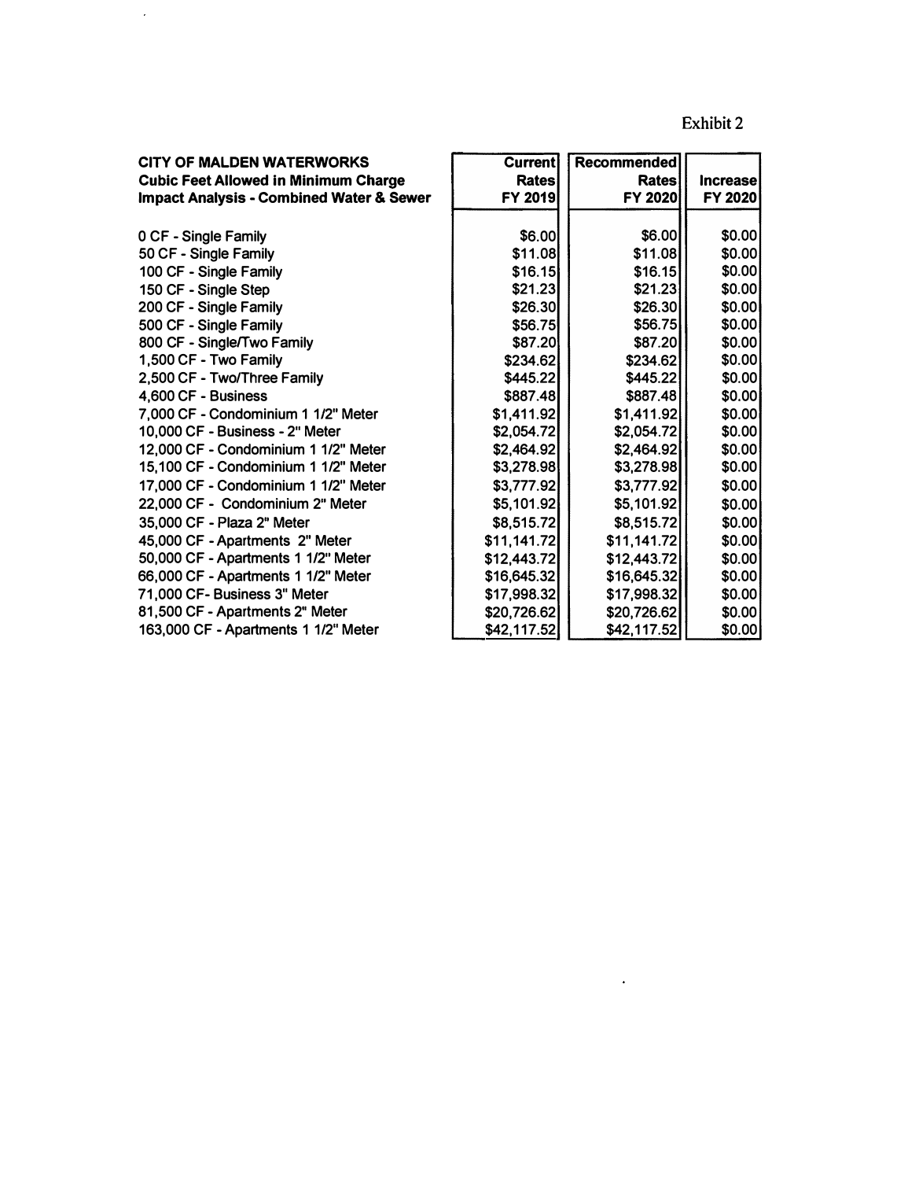Exhibit 2

| CITY OF MALDEN WATERWORKS<br>Cubic Feet Allowed in Minimum Charge<br>Impact Analysis - Combined Water & Sewer | Current Rates FY 2019 | Recommended Rates FY 2020 | Increase FY 2020 |
|---|---|---|---|
| 0 CF - Single Family | $6.00 | $6.00 | $0.00 |
| 50 CF - Single Family | $11.08 | $11.08 | $0.00 |
| 100 CF - Single Family | $16.15 | $16.15 | $0.00 |
| 150 CF - Single Step | $21.23 | $21.23 | $0.00 |
| 200 CF - Single Family | $26.30 | $26.30 | $0.00 |
| 500 CF - Single Family | $56.75 | $56.75 | $0.00 |
| 800 CF - Single/Two Family | $87.20 | $87.20 | $0.00 |
| 1,500 CF - Two Family | $234.62 | $234.62 | $0.00 |
| 2,500 CF - Two/Three Family | $445.22 | $445.22 | $0.00 |
| 4,600 CF - Business | $887.48 | $887.48 | $0.00 |
| 7,000 CF - Condominium 1 1/2" Meter | $1,411.92 | $1,411.92 | $0.00 |
| 10,000 CF - Business - 2" Meter | $2,054.72 | $2,054.72 | $0.00 |
| 12,000 CF - Condominium 1 1/2" Meter | $2,464.92 | $2,464.92 | $0.00 |
| 15,100 CF - Condominium 1 1/2" Meter | $3,278.98 | $3,278.98 | $0.00 |
| 17,000 CF - Condominium 1 1/2" Meter | $3,777.92 | $3,777.92 | $0.00 |
| 22,000 CF - Condominium 2" Meter | $5,101.92 | $5,101.92 | $0.00 |
| 35,000 CF - Plaza 2" Meter | $8,515.72 | $8,515.72 | $0.00 |
| 45,000 CF - Apartments 2" Meter | $11,141.72 | $11,141.72 | $0.00 |
| 50,000 CF - Apartments 1 1/2" Meter | $12,443.72 | $12,443.72 | $0.00 |
| 66,000 CF - Apartments 1 1/2" Meter | $16,645.32 | $16,645.32 | $0.00 |
| 71,000 CF- Business 3" Meter | $17,998.32 | $17,998.32 | $0.00 |
| 81,500 CF - Apartments 2" Meter | $20,726.62 | $20,726.62 | $0.00 |
| 163,000 CF - Apartments 1 1/2" Meter | $42,117.52 | $42,117.52 | $0.00 |